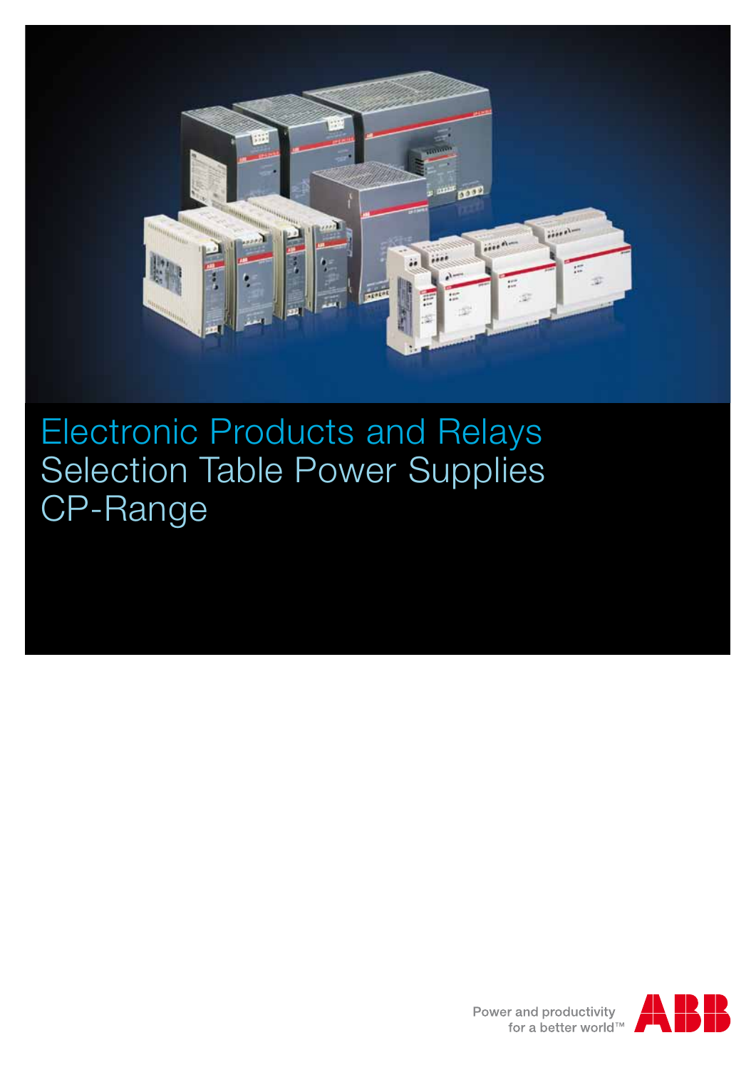# Electronic Products and Relays
# Selection Table Power Supplies
# CP-Range

Power and productivity
for a better world™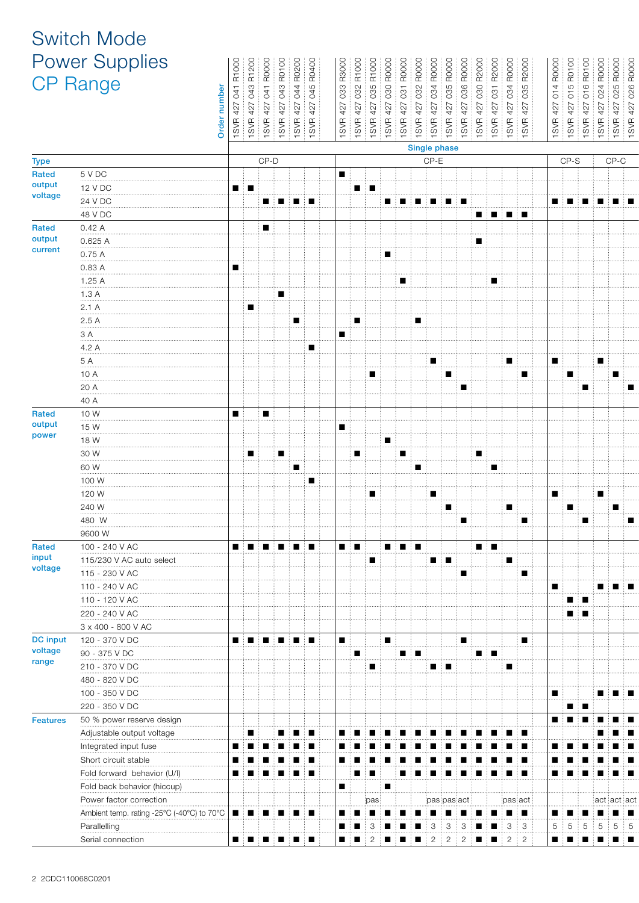# Switch Mode Power Supplies CP Range

| | Order number | 1SVR 427 041 R1000 | 1SVR 427 043 R1200 | 1SVR 427 041 R0000 | 1SVR 427 043 R0100 | 1SVR 427 044 R0200 | 1SVR 427 045 R0400 | 1SVR 427 033 R3000 | 1SVR 427 032 R1000 | 1SVR 427 035 R1000 | 1SVR 427 030 R0000 | 1SVR 427 031 R0000 | 1SVR 427 032 R0000 | 1SVR 427 034 R0000 | 1SVR 427 035 R0000 | 1SVR 427 036 R0000 | 1SVR 427 030 R2000 | 1SVR 427 031 R2000 | 1SVR 427 034 R0000 | 1SVR 427 035 R2000 | 1SVR 427 014 R0000 | 1SVR 427 015 R0100 | 1SVR 427 016 R0100 | 1SVR 427 024 R0000 | 1SVR 427 025 R0000 | 1SVR 427 026 R0000 |
|---|---|---|---|---|---|---|---|---|---|---|---|---|---|---|---|---|---|---|---|---|---|---|---|---|---|---|
| | | Single phase | | | | | | | | | | | | | | | | | | | | | | | | |
| **Type** | | CP-D | | | | | | CP-E | | | | | | | | | | | | | CP-S | | | CP-C | | |
| **Rated output voltage** | 5 V DC | | | | | | | ■ | | | | | | | | | | | | | | | | | | |
| | 12 V DC | ■ | ■ | | | | | | ■ | ■ | | | | | | | | | | | | | | | | |
| | 24 V DC | | | ■ | ■ | ■ | ■ | | | | ■ | ■ | ■ | ■ | ■ | ■ | | | | | ■ | ■ | ■ | ■ | ■ | ■ |
| | 48 V DC | | | | | | | | | | | | | | | | ■ | ■ | ■ | ■ | | | | | | |
| **Rated output current** | 0.42 A | | | ■ | | | | | | | | | | | | | | | | | | | | | | |
| | 0.625 A | | | | | | | | | | | | | | | | ■ | | | | | | | | | |
| | 0.75 A | | | | | | | | | | ■ | | | | | | | | | | | | | | | |
| | 0.83 A | ■ | | | | | | | | | | | | | | | | | | | | | | | | |
| | 1.25 A | | | | | | | | | | | ■ | | | | | | ■ | | | | | | | | |
| | 1.3 A | | | | ■ | | | | | | | | | | | | | | | | | | | | | |
| | 2.1 A | | ■ | | | | | | | | | | | | | | | | | | | | | | | |
| | 2.5 A | | | | | ■ | | | ■ | | | | ■ | | | | | | | | | | | | | |
| | 3 A | | | | | | | ■ | | | | | | | | | | | | | | | | | | |
| | 4.2 A | | | | | | ■ | | | | | | | | | | | | | | | | | | | |
| | 5 A | | | | | | | | | | | | | ■ | | | | | ■ | | ■ | | | ■ | | |
| | 10 A | | | | | | | | | ■ | | | | | ■ | | | | | ■ | | ■ | | | ■ | |
| | 20 A | | | | | | | | | | | | | | | ■ | | | | | | | ■ | | | ■ |
| | 40 A | | | | | | | | | | | | | | | | | | | | | | | | | |
| **Rated output power** | 10 W | ■ | | ■ | | | | | | | | | | | | | | | | | | | | | | |
| | 15 W | | | | | | | ■ | | | | | | | | | | | | | | | | | | |
| | 18 W | | | | | | | | | | ■ | | | | | | | | | | | | | | | |
| | 30 W | | ■ | | ■ | | | | ■ | | | ■ | | | | | ■ | | | | | | | | | |
| | 60 W | | | | | ■ | | | | | | | ■ | | | | | ■ | | | | | | | | |
| | 100 W | | | | | | ■ | | | | | | | | | | | | | | | | | | | |
| | 120 W | | | | | | | | | ■ | | | | ■ | | | | | | | ■ | | | ■ | | |
| | 240 W | | | | | | | | | | | | | | ■ | | | | ■ | | | ■ | | | ■ | |
| | 480 W | | | | | | | | | | | | | | | ■ | | | | ■ | | | ■ | | | ■ |
| | 9600 W | | | | | | | | | | | | | | | | | | | | | | | | | |
| **Rated input voltage** | 100 - 240 V AC | ■ | ■ | ■ | ■ | ■ | ■ | ■ | ■ | | ■ | ■ | ■ | | | | ■ | ■ | | | | | | | | |
| | 115/230 V AC auto select | | | | | | | | | ■ | | | | ■ | ■ | | | | ■ | | | | | | | |
| | 115 - 230 V AC | | | | | | | | | | | | | | | ■ | | | | ■ | | | | | | |
| | 110 - 240 V AC | | | | | | | | | | | | | | | | | | | | ■ | | | ■ | ■ | ■ |
| | 110 - 120 V AC | | | | | | | | | | | | | | | | | | | | | ■ | ■ | | | |
| | 220 - 240 V AC | | | | | | | | | | | | | | | | | | | | | ■ | ■ | | | |
| | 3 x 400 - 800 V AC | | | | | | | | | | | | | | | | | | | | | | | | | |
| **DC input voltage range** | 120 - 370 V DC | ■ | ■ | ■ | ■ | ■ | ■ | ■ | | | ■ | | | | | ■ | | | | ■ | | | | | | |
| | 90 - 375 V DC | | | | | | | | ■ | | | ■ | ■ | | | | ■ | ■ | | | | | | | | |
| | 210 - 370 V DC | | | | | | | | | ■ | | | | ■ | ■ | | | | ■ | | | | | | | |
| | 480 - 820 V DC | | | | | | | | | | | | | | | | | | | | | | | | | |
| | 100 - 350 V DC | | | | | | | | | | | | | | | | | | | | ■ | | | ■ | ■ | ■ |
| | 220 - 350 V DC | | | | | | | | | | | | | | | | | | | | | ■ | ■ | | | |
| **Features** | 50 % power reserve design | | | | | | | | | | | | | | | | | | | | ■ | ■ | ■ | ■ | ■ | ■ |
| | Adjustable output voltage | | ■ | | ■ | ■ | ■ | ■ | ■ | ■ | ■ | ■ | ■ | ■ | ■ | ■ | ■ | ■ | ■ | ■ | | | | ■ | ■ | ■ |
| | Integrated input fuse | ■ | ■ | ■ | ■ | ■ | ■ | ■ | ■ | ■ | ■ | ■ | ■ | ■ | ■ | ■ | ■ | ■ | ■ | ■ | ■ | ■ | ■ | ■ | ■ | ■ |
| | Short circuit stable | ■ | ■ | ■ | ■ | ■ | ■ | ■ | ■ | ■ | ■ | ■ | ■ | ■ | ■ | ■ | ■ | ■ | ■ | ■ | ■ | ■ | ■ | ■ | ■ | ■ |
| | Fold forward behavior (U/I) | ■ | ■ | ■ | ■ | ■ | ■ | | ■ | ■ | | ■ | ■ | ■ | ■ | ■ | ■ | ■ | ■ | ■ | ■ | ■ | ■ | ■ | ■ | ■ |
| | Fold back behavior (hiccup) | | | | | | | ■ | | | ■ | | | | | | | | | | | | | | | |
| | Power factor correction | | | | | | | | | pas | | | | pas | pas | act | | | pas | act | | | | act | act | act |
| | Ambient temp. rating -25°C (-40°C) to 70°C | ■ | ■ | ■ | ■ | ■ | ■ | ■ | ■ | ■ | ■ | ■ | ■ | ■ | ■ | ■ | ■ | ■ | ■ | ■ | ■ | ■ | ■ | ■ | ■ | ■ |
| | Parallelling | | | | | | | ■ | ■ | 3 | ■ | ■ | ■ | 3 | 3 | 3 | ■ | ■ | 3 | 3 | 5 | 5 | 5 | 5 | 5 | 5 |
| | Serial connection | ■ | ■ | ■ | ■ | ■ | ■ | ■ | ■ | 2 | ■ | ■ | ■ | 2 | 2 | 2 | ■ | ■ | 2 | 2 | ■ | ■ | ■ | ■ | ■ | ■ |

2CDC110068C0201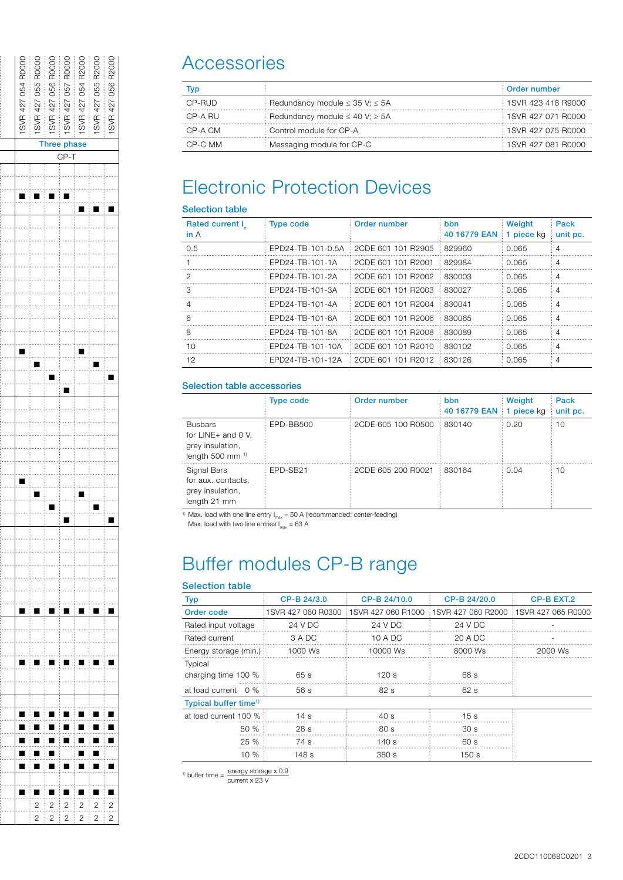| 1SVR 427 054 R0000 | 1SVR 427 055 R0000 | 1SVR 427 056 R0000 | 1SVR 427 057 R0000 | 1SVR 427 054 R2000 | 1SVR 427 055 R2000 | 1SVR 427 056 R2000 |
|---|---|---|---|---|---|---|
| Three phase | | | | | | |
| CP-T | | | | | | |
| | | | | | | |
| | | | | | | |
| ■ | ■ | ■ | ■ | | | |
| | | | | ■ | ■ | ■ |
| | | | | | | |
| | | | | | | |
| | | | | | | |
| | | | | | | |
| | | | | | | |
| | | | | | | |
| | | | | | | |
| | | | | | | |
| | | | | | | |
| | | | | | | |
| ■ | | | | ■ | | |
| | ■ | | | | ■ | |
| | | ■ | | | | ■ |
| | | | ■ | | | |
| | | | | | | |
| | | | | | | |
| | | | | | | |
| | | | | | | |
| | | | | | | |
| | | | | | | |
| ■ | | | | | | |
| | ■ | | | ■ | | |
| | | ■ | | | ■ | |
| | | | ■ | | | ■ |
| | | | | | | |
| | | | | | | |
| | | | | | | |
| | | | | | | |
| | | | | | | |
| | | | | | | |
| ■ | ■ | ■ | ■ | ■ | ■ | ■ |
| | | | | | | |
| | | | | | | |
| | | | | | | |
| ■ | ■ | ■ | ■ | ■ | ■ | ■ |
| | | | | | | |
| | | | | | | |
| | | | | | | |
| ■ | ■ | ■ | ■ | ■ | ■ | ■ |
| ■ | ■ | ■ | ■ | ■ | ■ | ■ |
| ■ | ■ | ■ | ■ | ■ | ■ | ■ |
| ■ | ■ | ■ | | ■ | ■ | |
| ■ | ■ | ■ | ■ | ■ | ■ | ■ |
| | | | | | | |
| ■ | ■ | ■ | ■ | ■ | ■ | ■ |
| | 2 | 2 | 2 | 2 | 2 | 2 |
| | 2 | 2 | 2 | 2 | 2 | 2 |

# Accessories

| Typ | | Order number |
|---|---|---|
| CP-RUD | Redundancy module ≤ 35 V; ≤ 5A | 1SVR 423 418 R9000 |
| CP-A RU | Redundancy module ≤ 40 V; ≥ 5A | 1SVR 427 071 R0000 |
| CP-A CM | Control module for CP-A | 1SVR 427 075 R0000 |
| CP-C MM | Messaging module for CP-C | 1SVR 427 081 R0000 |

# Electronic Protection Devices

## Selection table

| Rated current $I_n$ in A | Type code | Order number | bbn 40 16779 EAN | Weight 1 piece kg | Pack unit pc. |
|---|---|---|---|---|---|
| 0.5 | EPD24-TB-101-0.5A | 2CDE 601 101 R2905 | 829960 | 0.065 | 4 |
| 1 | EPD24-TB-101-1A | 2CDE 601 101 R2001 | 829984 | 0.065 | 4 |
| 2 | EPD24-TB-101-2A | 2CDE 601 101 R2002 | 830003 | 0.065 | 4 |
| 3 | EPD24-TB-101-3A | 2CDE 601 101 R2003 | 830027 | 0.065 | 4 |
| 4 | EPD24-TB-101-4A | 2CDE 601 101 R2004 | 830041 | 0.065 | 4 |
| 6 | EPD24-TB-101-6A | 2CDE 601 101 R2006 | 830065 | 0.065 | 4 |
| 8 | EPD24-TB-101-8A | 2CDE 601 101 R2008 | 830089 | 0.065 | 4 |
| 10 | EPD24-TB-101-10A | 2CDE 601 101 R2010 | 830102 | 0.065 | 4 |
| 12 | EPD24-TB-101-12A | 2CDE 601 101 R2012 | 830126 | 0.065 | 4 |

## Selection table accessories

| | Type code | Order number | bbn 40 16779 EAN | Weight 1 piece kg | Pack unit pc. |
|---|---|---|---|---|---|
| Busbars for LINE+ and 0 V, grey insulation, length 500 mm [1] | EPD-BB500 | 2CDE 605 100 R0500 | 830140 | 0.20 | 10 |
| Signal Bars for aux. contacts, grey insulation, length 21 mm | EPD-SB21 | 2CDE 605 200 R0021 | 830164 | 0.04 | 10 |

[1] Max. load with one line entry $I_{max}$ = 50 A (recommended: center-feeding)
Max. load with two line entries $I_{max}$ = 63 A

# Buffer modules CP-B range

## Selection table

| Typ | CP-B 24/3.0 | CP-B 24/10.0 | CP-B 24/20.0 | CP-B EXT.2 |
|---|---|---|---|---|
| **Order code** | 1SVR 427 060 R0300 | 1SVR 427 060 R1000 | 1SVR 427 060 R2000 | 1SVR 427 065 R0000 |
| Rated input voltage | 24 V DC | 24 V DC | 24 V DC | - |
| Rated current | 3 A DC | 10 A DC | 20 A DC | - |
| Energy storage (min.) | 1000 Ws | 10000 Ws | 8000 Ws | 2000 Ws |
| Typical charging time 100 % | 65 s | 120 s | 68 s | |
| at load current 0 % | 56 s | 82 s | 62 s | |
| **Typical buffer time[1]** | | | | |
| at load current 100 % | 14 s | 40 s | 15 s | |
| 50 % | 28 s | 80 s | 30 s | |
| 25 % | 74 s | 140 s | 60 s | |
| 10 % | 148 s | 380 s | 150 s | |

[1] buffer time = $\frac{\text{energy storage x 0.9}}{\text{current x 23 V}}$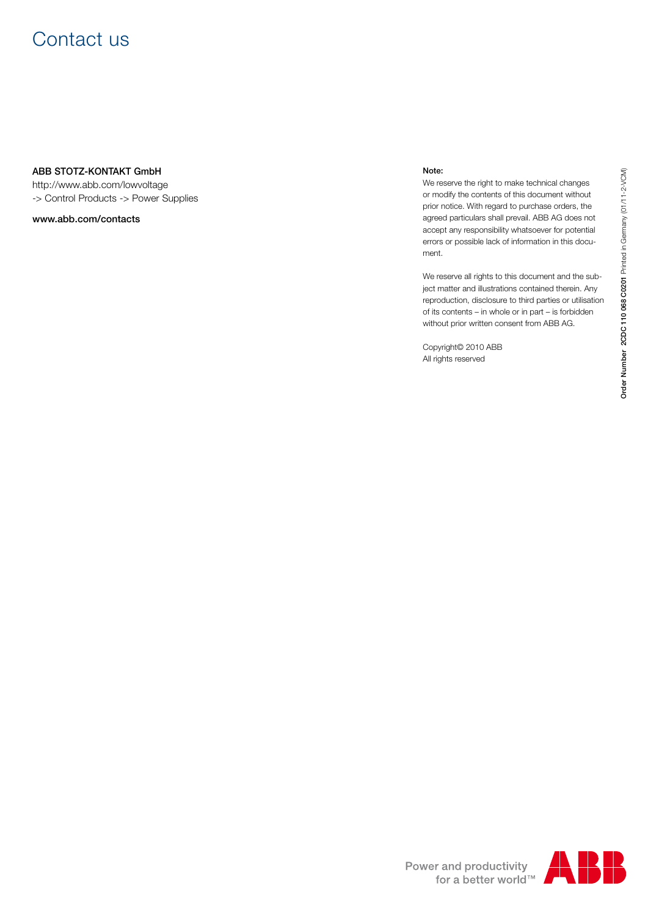# Contact us

**ABB STOTZ-KONTAKT GmbH**
http://www.abb.com/lowvoltage
-> Control Products -> Power Supplies

**www.abb.com/contacts**

**Note:**
We reserve the right to make technical changes or modify the contents of this document without prior notice. With regard to purchase orders, the agreed particulars shall prevail. ABB AG does not accept any responsibility whatsoever for potential errors or possible lack of information in this document.

We reserve all rights to this document and the subject matter and illustrations contained therein. Any reproduction, disclosure to third parties or utilisation of its contents – in whole or in part – is forbidden without prior written consent from ABB AG.

Copyright© 2010 ABB
All rights reserved

**Order Number 2CDC 110 068 C0201** Printed in Germany (01/11-2-VCM)

Power and productivity
for a better world™